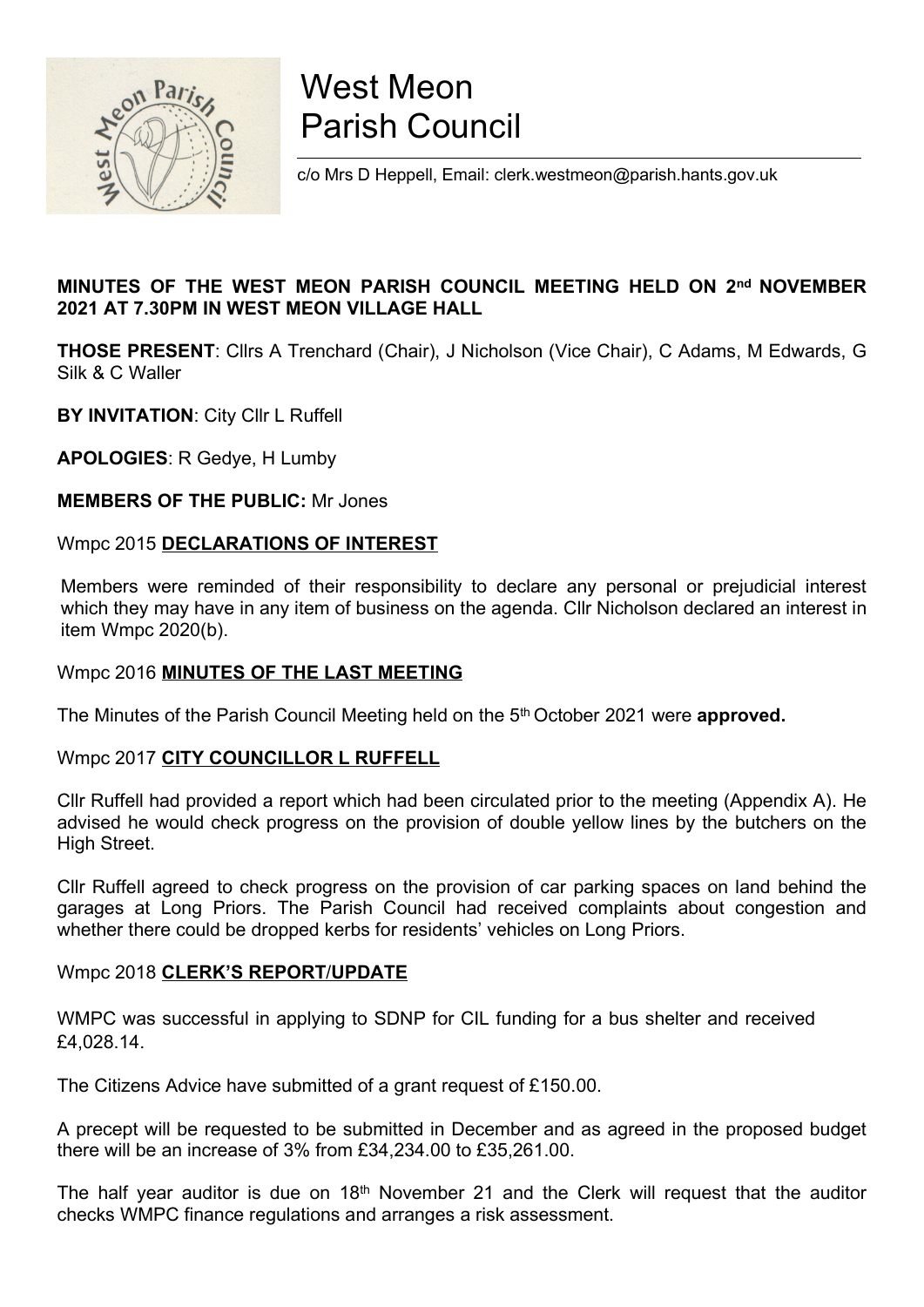# West Meon Parish Council

c/o Mrs D Heppell, Email: clerk.westmeon@parish.hants.gov.uk

**MINUTES OF THE WEST MEON PARISH COUNCIL MEETING HELD ON 2nd NOVEMBER 2021 AT 7.30PM IN WEST MEON VILLAGE HALL**

**THOSE PRESENT**: Cllrs A Trenchard (Chair), J Nicholson (Vice Chair), C Adams, M Edwards, G Silk & C Waller

**BY INVITATION**: City Cllr L Ruffell

**APOLOGIES**: R Gedye, H Lumby

**MEMBERS OF THE PUBLIC:** Mr Jones

Wmpc 2015 **DECLARATIONS OF INTEREST**

Members were reminded of their responsibility to declare any personal or prejudicial interest which they may have in any item of business on the agenda. Cllr Nicholson declared an interest in item Wmpc 2020(b).

Wmpc 2016 **MINUTES OF THE LAST MEETING**

The Minutes of the Parish Council Meeting held on the 5th October 2021 were **approved.**

Wmpc 2017 **CITY COUNCILLOR L RUFFELL**

Cllr Ruffell had provided a report which had been circulated prior to the meeting (Appendix A). He advised he would check progress on the provision of double yellow lines by the butchers on the High Street.

Cllr Ruffell agreed to check progress on the provision of car parking spaces on land behind the garages at Long Priors. The Parish Council had received complaints about congestion and whether there could be dropped kerbs for residents' vehicles on Long Priors.

Wmpc 2018 **CLERK'S REPORT/UPDATE**

WMPC was successful in applying to SDNP for CIL funding for a bus shelter and received £4,028.14.

The Citizens Advice have submitted of a grant request of £150.00.

A precept will be requested to be submitted in December and as agreed in the proposed budget there will be an increase of 3% from £34,234.00 to £35,261.00.

The half year auditor is due on 18th November 21 and the Clerk will request that the auditor checks WMPC finance regulations and arranges a risk assessment.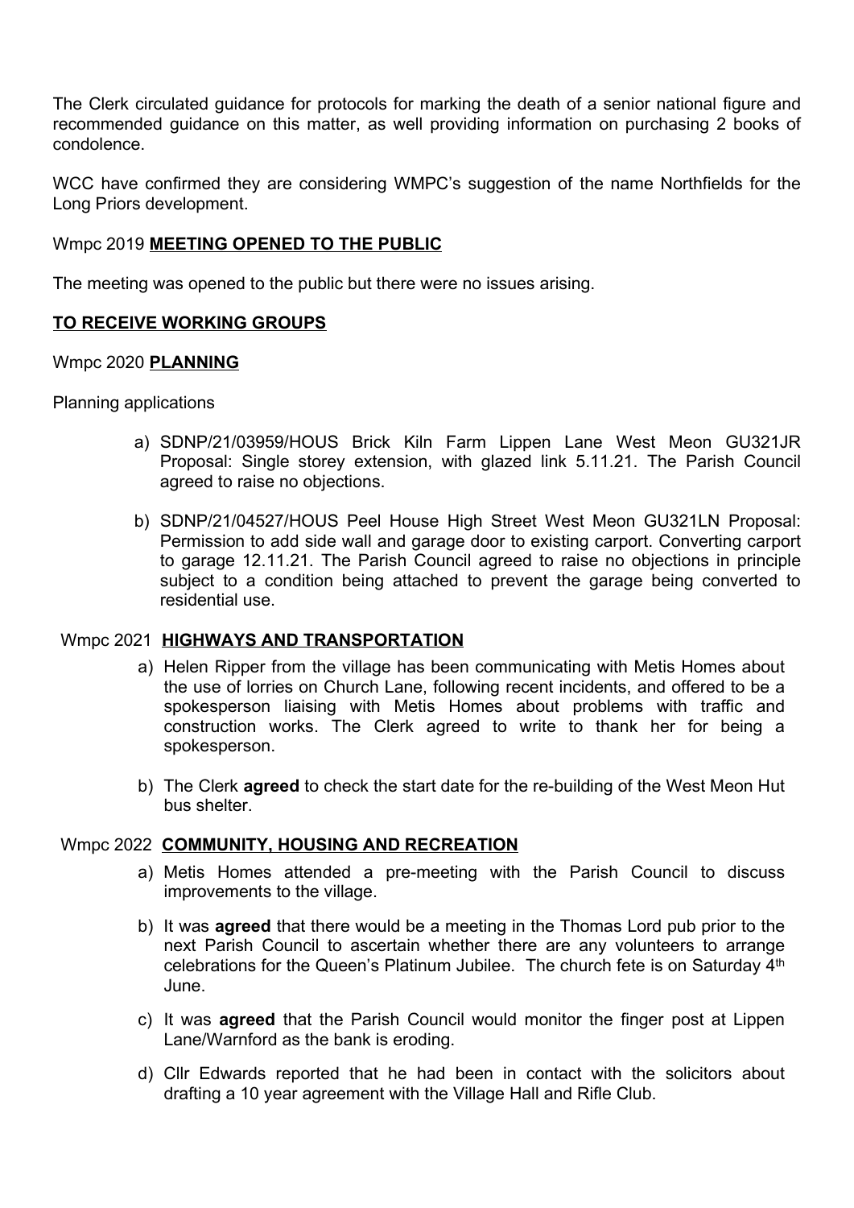The Clerk circulated guidance for protocols for marking the death of a senior national figure and recommended guidance on this matter, as well providing information on purchasing 2 books of condolence.

WCC have confirmed they are considering WMPC's suggestion of the name Northfields for the Long Priors development.

Wmpc 2019 **<u>MEETING OPENED TO THE PUBLIC</u>**

The meeting was opened to the public but there were no issues arising.

**<u>TO RECEIVE WORKING GROUPS</u>**

Wmpc 2020 **<u>PLANNING</u>**

Planning applications

a) SDNP/21/03959/HOUS Brick Kiln Farm Lippen Lane West Meon GU321JR Proposal: Single storey extension, with glazed link 5.11.21. The Parish Council agreed to raise no objections.

b) SDNP/21/04527/HOUS Peel House High Street West Meon GU321LN Proposal: Permission to add side wall and garage door to existing carport. Converting carport to garage 12.11.21. The Parish Council agreed to raise no objections in principle subject to a condition being attached to prevent the garage being converted to residential use.

Wmpc 2021 **<u>HIGHWAYS AND TRANSPORTATION</u>**

a) Helen Ripper from the village has been communicating with Metis Homes about the use of lorries on Church Lane, following recent incidents, and offered to be a spokesperson liaising with Metis Homes about problems with traffic and construction works. The Clerk agreed to write to thank her for being a spokesperson.

b) The Clerk **agreed** to check the start date for the re-building of the West Meon Hut bus shelter.

Wmpc 2022 **<u>COMMUNITY, HOUSING AND RECREATION</u>**

a) Metis Homes attended a pre-meeting with the Parish Council to discuss improvements to the village.

b) It was **agreed** that there would be a meeting in the Thomas Lord pub prior to the next Parish Council to ascertain whether there are any volunteers to arrange celebrations for the Queen's Platinum Jubilee. The church fete is on Saturday 4th June.

c) It was **agreed** that the Parish Council would monitor the finger post at Lippen Lane/Warnford as the bank is eroding.

d) Cllr Edwards reported that he had been in contact with the solicitors about drafting a 10 year agreement with the Village Hall and Rifle Club.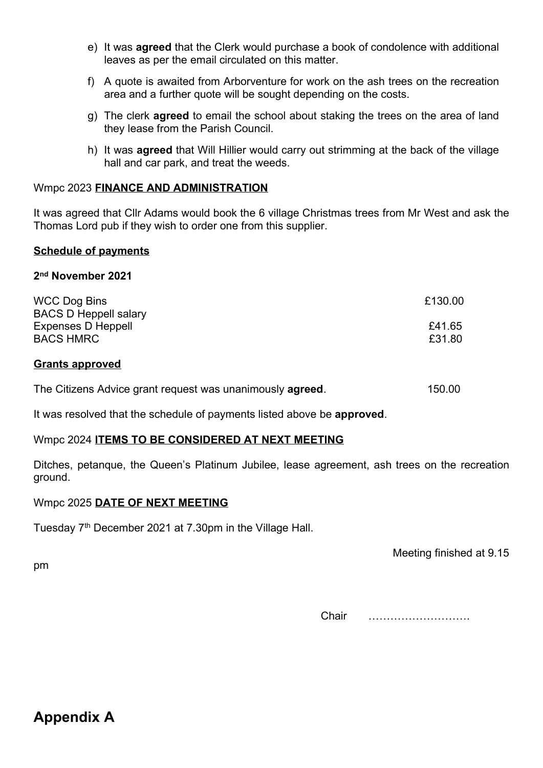e) It was **agreed** that the Clerk would purchase a book of condolence with additional leaves as per the email circulated on this matter.

f) A quote is awaited from Arborventure for work on the ash trees on the recreation area and a further quote will be sought depending on the costs.

g) The clerk **agreed** to email the school about staking the trees on the area of land they lease from the Parish Council.

h) It was **agreed** that Will Hillier would carry out strimming at the back of the village hall and car park, and treat the weeds.

Wmpc 2023 **FINANCE AND ADMINISTRATION**

It was agreed that Cllr Adams would book the 6 village Christmas trees from Mr West and ask the Thomas Lord pub if they wish to order one from this supplier.

**Schedule of payments**

**2nd November 2021**

| | |
|---|---|
| WCC Dog Bins | £130.00 |
| BACS D Heppell salary | |
| Expenses D Heppell | £41.65 |
| BACS HMRC | £31.80 |

**Grants approved**

The Citizens Advice grant request was unanimously **agreed**. 150.00

It was resolved that the schedule of payments listed above be **approved**.

Wmpc 2024 **ITEMS TO BE CONSIDERED AT NEXT MEETING**

Ditches, petanque, the Queen's Platinum Jubilee, lease agreement, ash trees on the recreation ground.

Wmpc 2025 **DATE OF NEXT MEETING**

Tuesday 7th December 2021 at 7.30pm in the Village Hall.

Meeting finished at 9.15 pm

Chair ……………………….

# Appendix A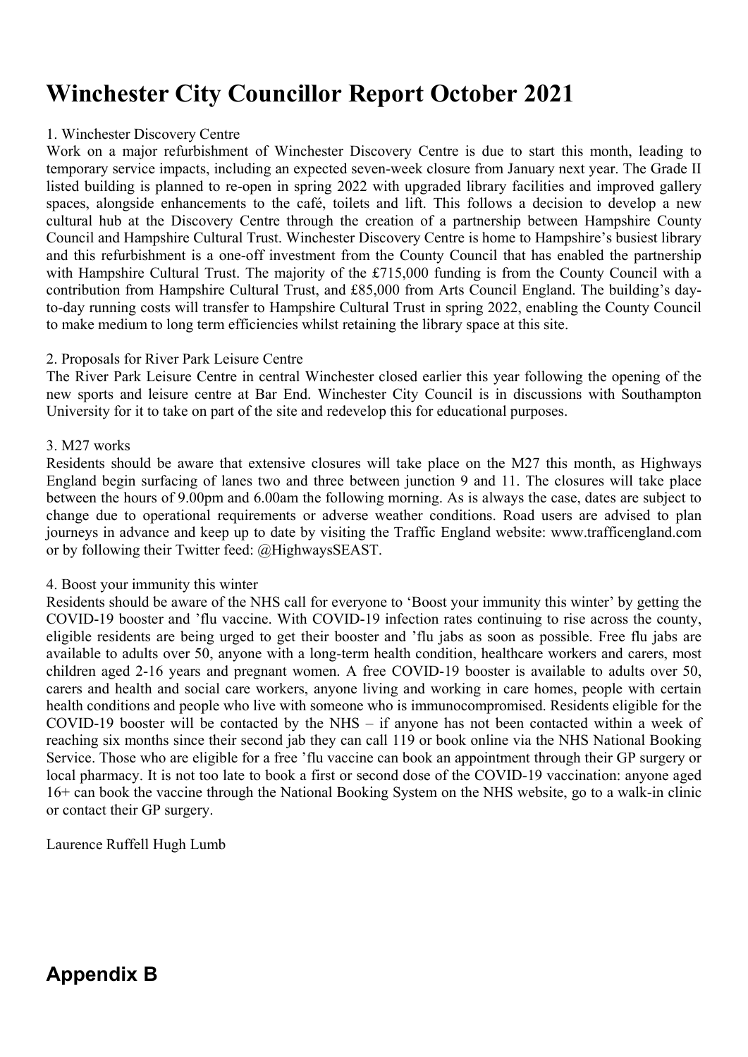# Winchester City Councillor Report October 2021

1. Winchester Discovery Centre

Work on a major refurbishment of Winchester Discovery Centre is due to start this month, leading to temporary service impacts, including an expected seven-week closure from January next year. The Grade II listed building is planned to re-open in spring 2022 with upgraded library facilities and improved gallery spaces, alongside enhancements to the café, toilets and lift. This follows a decision to develop a new cultural hub at the Discovery Centre through the creation of a partnership between Hampshire County Council and Hampshire Cultural Trust. Winchester Discovery Centre is home to Hampshire's busiest library and this refurbishment is a one-off investment from the County Council that has enabled the partnership with Hampshire Cultural Trust. The majority of the £715,000 funding is from the County Council with a contribution from Hampshire Cultural Trust, and £85,000 from Arts Council England. The building's day-to-day running costs will transfer to Hampshire Cultural Trust in spring 2022, enabling the County Council to make medium to long term efficiencies whilst retaining the library space at this site.

2. Proposals for River Park Leisure Centre

The River Park Leisure Centre in central Winchester closed earlier this year following the opening of the new sports and leisure centre at Bar End. Winchester City Council is in discussions with Southampton University for it to take on part of the site and redevelop this for educational purposes.

3. M27 works

Residents should be aware that extensive closures will take place on the M27 this month, as Highways England begin surfacing of lanes two and three between junction 9 and 11. The closures will take place between the hours of 9.00pm and 6.00am the following morning. As is always the case, dates are subject to change due to operational requirements or adverse weather conditions. Road users are advised to plan journeys in advance and keep up to date by visiting the Traffic England website: www.trafficengland.com or by following their Twitter feed: @HighwaysSEAST.

4. Boost your immunity this winter

Residents should be aware of the NHS call for everyone to 'Boost your immunity this winter' by getting the COVID-19 booster and 'flu vaccine. With COVID-19 infection rates continuing to rise across the county, eligible residents are being urged to get their booster and 'flu jabs as soon as possible. Free flu jabs are available to adults over 50, anyone with a long-term health condition, healthcare workers and carers, most children aged 2-16 years and pregnant women. A free COVID-19 booster is available to adults over 50, carers and health and social care workers, anyone living and working in care homes, people with certain health conditions and people who live with someone who is immunocompromised. Residents eligible for the COVID-19 booster will be contacted by the NHS – if anyone has not been contacted within a week of reaching six months since their second jab they can call 119 or book online via the NHS National Booking Service. Those who are eligible for a free 'flu vaccine can book an appointment through their GP surgery or local pharmacy. It is not too late to book a first or second dose of the COVID-19 vaccination: anyone aged 16+ can book the vaccine through the National Booking System on the NHS website, go to a walk-in clinic or contact their GP surgery.

Laurence Ruffell Hugh Lumb

## Appendix B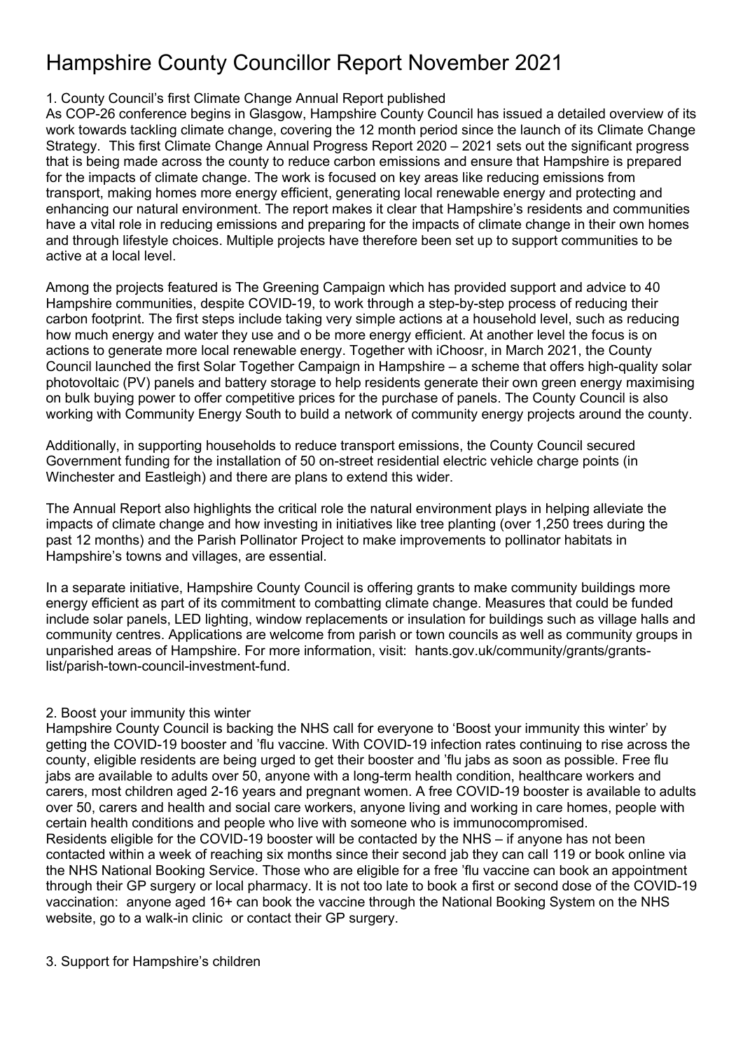# Hampshire County Councillor Report November 2021

## 1. County Council's first Climate Change Annual Report published

As COP-26 conference begins in Glasgow, Hampshire County Council has issued a detailed overview of its work towards tackling climate change, covering the 12 month period since the launch of its Climate Change Strategy. This first Climate Change Annual Progress Report 2020 – 2021 sets out the significant progress that is being made across the county to reduce carbon emissions and ensure that Hampshire is prepared for the impacts of climate change. The work is focused on key areas like reducing emissions from transport, making homes more energy efficient, generating local renewable energy and protecting and enhancing our natural environment. The report makes it clear that Hampshire's residents and communities have a vital role in reducing emissions and preparing for the impacts of climate change in their own homes and through lifestyle choices. Multiple projects have therefore been set up to support communities to be active at a local level.

Among the projects featured is The Greening Campaign which has provided support and advice to 40 Hampshire communities, despite COVID-19, to work through a step-by-step process of reducing their carbon footprint. The first steps include taking very simple actions at a household level, such as reducing how much energy and water they use and o be more energy efficient. At another level the focus is on actions to generate more local renewable energy. Together with iChoosr, in March 2021, the County Council launched the first Solar Together Campaign in Hampshire – a scheme that offers high-quality solar photovoltaic (PV) panels and battery storage to help residents generate their own green energy maximising on bulk buying power to offer competitive prices for the purchase of panels. The County Council is also working with Community Energy South to build a network of community energy projects around the county.

Additionally, in supporting households to reduce transport emissions, the County Council secured Government funding for the installation of 50 on-street residential electric vehicle charge points (in Winchester and Eastleigh) and there are plans to extend this wider.

The Annual Report also highlights the critical role the natural environment plays in helping alleviate the impacts of climate change and how investing in initiatives like tree planting (over 1,250 trees during the past 12 months) and the Parish Pollinator Project to make improvements to pollinator habitats in Hampshire's towns and villages, are essential.

In a separate initiative, Hampshire County Council is offering grants to make community buildings more energy efficient as part of its commitment to combatting climate change. Measures that could be funded include solar panels, LED lighting, window replacements or insulation for buildings such as village halls and community centres. Applications are welcome from parish or town councils as well as community groups in unparished areas of Hampshire. For more information, visit: hants.gov.uk/community/grants/grants-list/parish-town-council-investment-fund.

## 2. Boost your immunity this winter

Hampshire County Council is backing the NHS call for everyone to 'Boost your immunity this winter' by getting the COVID-19 booster and 'flu vaccine. With COVID-19 infection rates continuing to rise across the county, eligible residents are being urged to get their booster and 'flu jabs as soon as possible. Free flu jabs are available to adults over 50, anyone with a long-term health condition, healthcare workers and carers, most children aged 2-16 years and pregnant women. A free COVID-19 booster is available to adults over 50, carers and health and social care workers, anyone living and working in care homes, people with certain health conditions and people who live with someone who is immunocompromised.
Residents eligible for the COVID-19 booster will be contacted by the NHS – if anyone has not been contacted within a week of reaching six months since their second jab they can call 119 or book online via the NHS National Booking Service. Those who are eligible for a free 'flu vaccine can book an appointment through their GP surgery or local pharmacy. It is not too late to book a first or second dose of the COVID-19 vaccination: anyone aged 16+ can book the vaccine through the National Booking System on the NHS website, go to a walk-in clinic or contact their GP surgery.

## 3. Support for Hampshire's children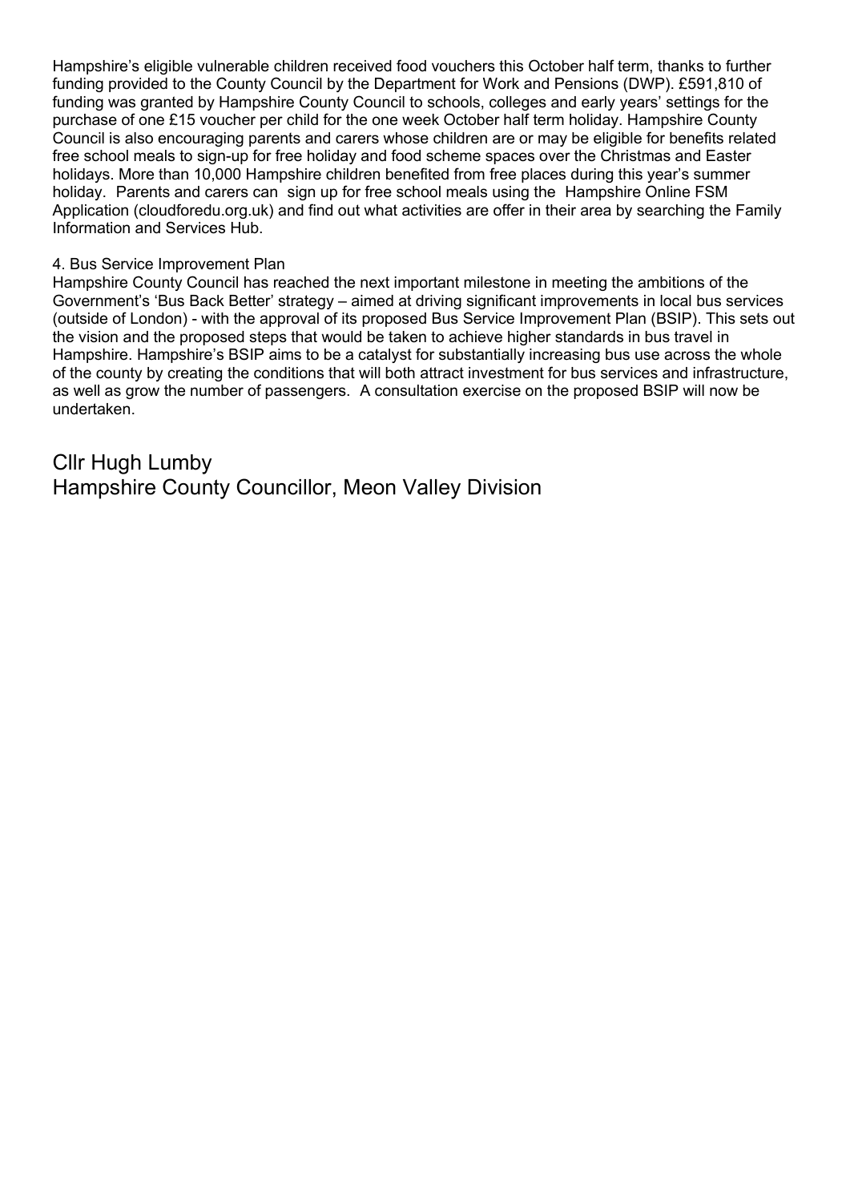Hampshire's eligible vulnerable children received food vouchers this October half term, thanks to further funding provided to the County Council by the Department for Work and Pensions (DWP). £591,810 of funding was granted by Hampshire County Council to schools, colleges and early years' settings for the purchase of one £15 voucher per child for the one week October half term holiday. Hampshire County Council is also encouraging parents and carers whose children are or may be eligible for benefits related free school meals to sign-up for free holiday and food scheme spaces over the Christmas and Easter holidays. More than 10,000 Hampshire children benefited from free places during this year's summer holiday. Parents and carers can sign up for free school meals using the Hampshire Online FSM Application (cloudforedu.org.uk) and find out what activities are offer in their area by searching the Family Information and Services Hub.

4. Bus Service Improvement Plan

Hampshire County Council has reached the next important milestone in meeting the ambitions of the Government's 'Bus Back Better' strategy – aimed at driving significant improvements in local bus services (outside of London) - with the approval of its proposed Bus Service Improvement Plan (BSIP). This sets out the vision and the proposed steps that would be taken to achieve higher standards in bus travel in Hampshire. Hampshire's BSIP aims to be a catalyst for substantially increasing bus use across the whole of the county by creating the conditions that will both attract investment for bus services and infrastructure, as well as grow the number of passengers. A consultation exercise on the proposed BSIP will now be undertaken.

Cllr Hugh Lumby
Hampshire County Councillor, Meon Valley Division